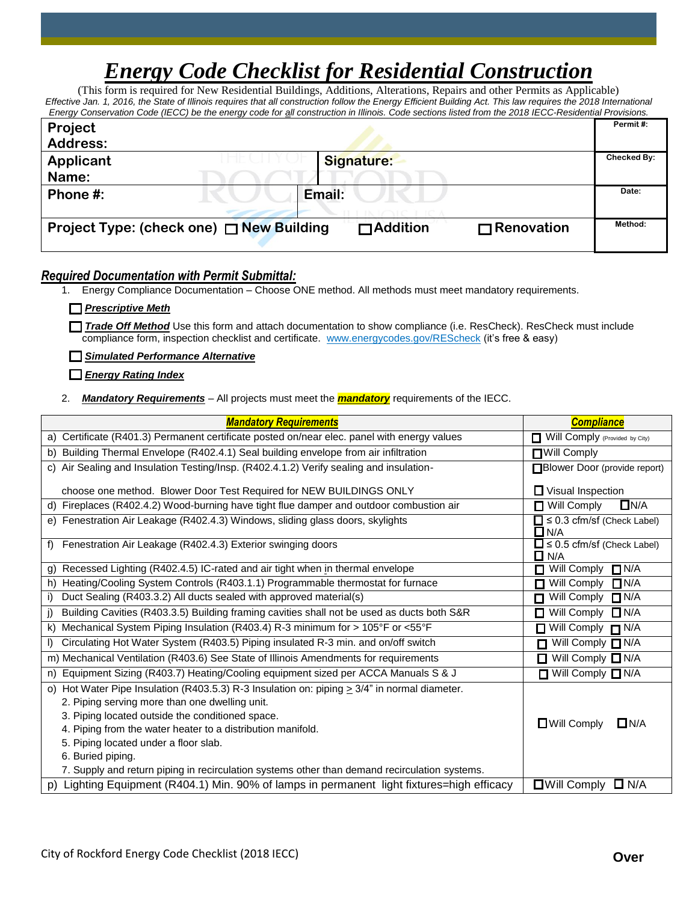# *Energy Code Checklist for Residential Construction*

(This form is required for New Residential Buildings, Additions, Alterations, Repairs and other Permits as Applicable)

*Effective Jan. 1, 2016, the State of Illinois requires that all construction follow the Energy Efficient Building Act. This law requires the 2018 International Energy Conservation Code (IECC) be the energy code for all construction in Illinois. Code sections listed from the 2018 IECC-Residential Provisions.*

| | | |
|---|---|---|
| **Project Address:** | | **Permit #:** |
| **Applicant Name:** | **Signature:** | **Checked By:** |
| **Phone #:** | **Email:** | **Date:** |
| **Project Type: (check one)** ☐ **New Building** | ☐ **Addition** ☐ **Renovation** | **Method:** |

## *Required Documentation with Permit Submittal:*

1. Energy Compliance Documentation – Choose ONE method. All methods must meet mandatory requirements.

   ☐ ***Prescriptive Meth***

   ☐ ***Trade Off Method*** Use this form and attach documentation to show compliance (i.e. ResCheck). ResCheck must include compliance form, inspection checklist and certificate. www.energycodes.gov/REScheck (it's free & easy)

   ☐ ***Simulated Performance Alternative***

   ☐ ***Energy Rating Index***

2. ***Mandatory Requirements*** – All projects must meet the ***mandatory*** requirements of the IECC.

| ***Mandatory Requirements*** | ***Compliance*** |
|---|---|
| a) Certificate (R401.3) Permanent certificate posted on/near elec. panel with energy values | ☐ Will Comply (Provided by City) |
| b) Building Thermal Envelope (R402.4.1) Seal building envelope from air infiltration | ☐ Will Comply |
| c) Air Sealing and Insulation Testing/Insp. (R402.4.1.2) Verify sealing and insulation- choose one method. Blower Door Test Required for NEW BUILDINGS ONLY | ☐ Blower Door (provide report) ☐ Visual Inspection |
| d) Fireplaces (R402.4.2) Wood-burning have tight flue damper and outdoor combustion air | ☐ Will Comply ☐ N/A |
| e) Fenestration Air Leakage (R402.4.3) Windows, sliding glass doors, skylights | ☐ ≤ 0.3 cfm/sf (Check Label) ☐ N/A |
| f) Fenestration Air Leakage (R402.4.3) Exterior swinging doors | ☐ ≤ 0.5 cfm/sf (Check Label) ☐ N/A |
| g) Recessed Lighting (R402.4.5) IC-rated and air tight when in thermal envelope | ☐ Will Comply ☐ N/A |
| h) Heating/Cooling System Controls (R403.1.1) Programmable thermostat for furnace | ☐ Will Comply ☐ N/A |
| i) Duct Sealing (R403.3.2) All ducts sealed with approved material(s) | ☐ Will Comply ☐ N/A |
| j) Building Cavities (R403.3.5) Building framing cavities shall not be used as ducts both S&R | ☐ Will Comply ☐ N/A |
| k) Mechanical System Piping Insulation (R403.4) R-3 minimum for > 105°F or <55°F | ☐ Will Comply ☐ N/A |
| l) Circulating Hot Water System (R403.5) Piping insulated R-3 min. and on/off switch | ☐ Will Comply ☐ N/A |
| m) Mechanical Ventilation (R403.6) See State of Illinois Amendments for requirements | ☐ Will Comply ☐ N/A |
| n) Equipment Sizing (R403.7) Heating/Cooling equipment sized per ACCA Manuals S & J | ☐ Will Comply ☐ N/A |
| o) Hot Water Pipe Insulation (R403.5.3) R-3 Insulation on: piping ≥ 3/4" in normal diameter. 2. Piping serving more than one dwelling unit. 3. Piping located outside the conditioned space. 4. Piping from the water heater to a distribution manifold. 5. Piping located under a floor slab. 6. Buried piping. 7. Supply and return piping in recirculation systems other than demand recirculation systems. | ☐ Will Comply ☐ N/A |
| p) Lighting Equipment (R404.1) Min. 90% of lamps in permanent light fixtures=high efficacy | ☐ Will Comply ☐ N/A |

City of Rockford Energy Code Checklist (2018 IECC)

**Over**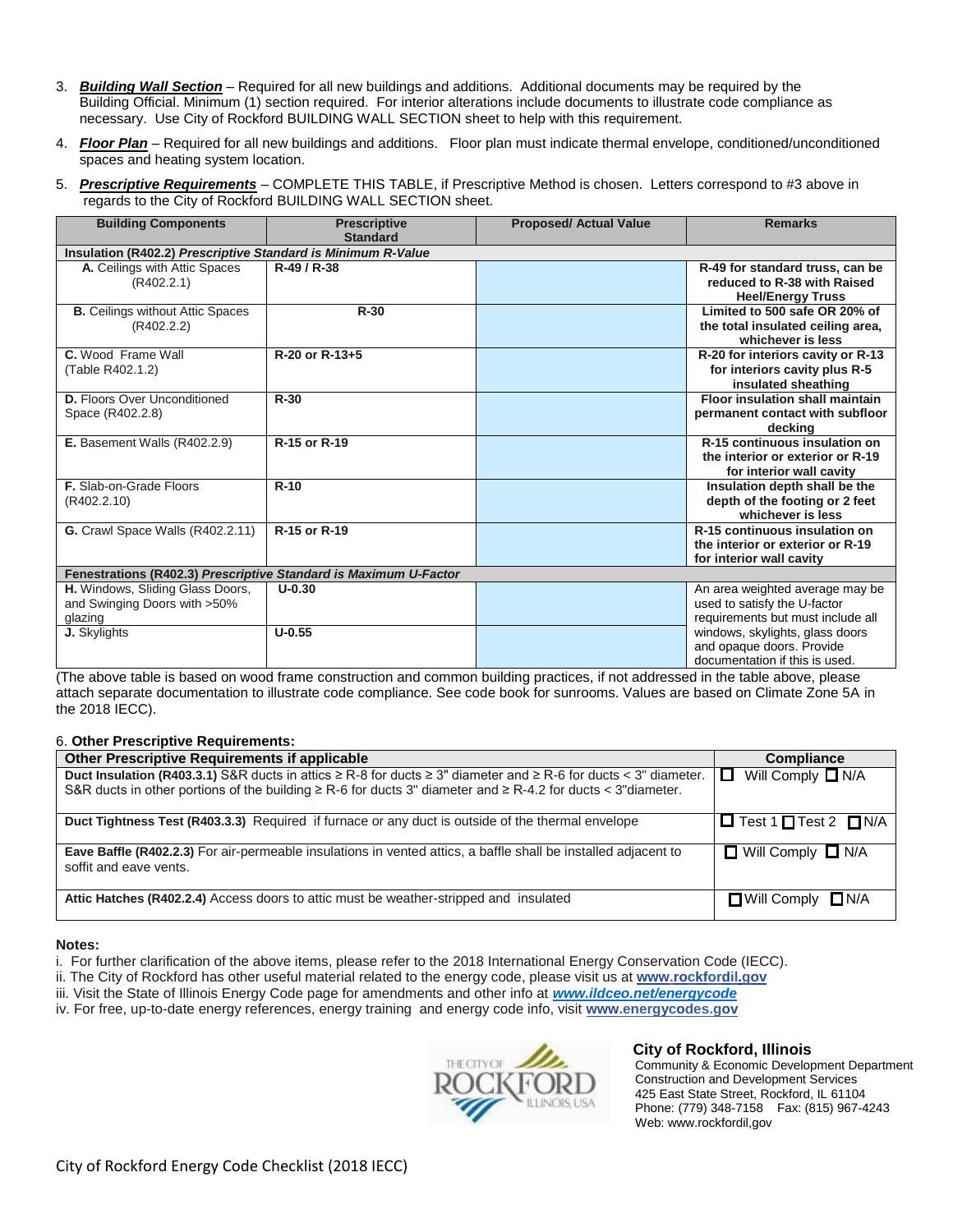3. ***Building Wall Section*** – Required for all new buildings and additions. Additional documents may be required by the Building Official. Minimum (1) section required. For interior alterations include documents to illustrate code compliance as necessary. Use City of Rockford BUILDING WALL SECTION sheet to help with this requirement.

4. ***Floor Plan*** – Required for all new buildings and additions. Floor plan must indicate thermal envelope, conditioned/unconditioned spaces and heating system location.

5. ***Prescriptive Requirements*** – COMPLETE THIS TABLE, if Prescriptive Method is chosen. Letters correspond to #3 above in regards to the City of Rockford BUILDING WALL SECTION sheet.

| Building Components | Prescriptive Standard | Proposed/ Actual Value | Remarks |
|---|---|---|---|
| **Insulation (R402.2)** ***Prescriptive Standard is Minimum R-Value*** | | | |
| **A.** Ceilings with Attic Spaces (R402.2.1) | **R-49 / R-38** | | **R-49 for standard truss, can be reduced to R-38 with Raised Heel/Energy Truss** |
| **B.** Ceilings without Attic Spaces (R402.2.2) | **R-30** | | **Limited to 500 safe OR 20% of the total insulated ceiling area, whichever is less** |
| **C.** Wood Frame Wall (Table R402.1.2) | **R-20 or R-13+5** | | **R-20 for interiors cavity or R-13 for interiors cavity plus R-5 insulated sheathing** |
| **D.** Floors Over Unconditioned Space (R402.2.8) | **R-30** | | **Floor insulation shall maintain permanent contact with subfloor decking** |
| **E.** Basement Walls (R402.2.9) | **R-15 or R-19** | | **R-15 continuous insulation on the interior or exterior or R-19 for interior wall cavity** |
| **F.** Slab-on-Grade Floors (R402.2.10) | **R-10** | | **Insulation depth shall be the depth of the footing or 2 feet whichever is less** |
| **G.** Crawl Space Walls (R402.2.11) | **R-15 or R-19** | | **R-15 continuous insulation on the interior or exterior or R-19 for interior wall cavity** |
| **Fenestrations (R402.3)** ***Prescriptive Standard is Maximum U-Factor*** | | | |
| **H.** Windows, Sliding Glass Doors, and Swinging Doors with >50% glazing | **U-0.30** | | An area weighted average may be used to satisfy the U-factor requirements but must include all windows, skylights, glass doors and opaque doors. Provide documentation if this is used. |
| **J.** Skylights | **U-0.55** | | |

(The above table is based on wood frame construction and common building practices, if not addressed in the table above, please attach separate documentation to illustrate code compliance. See code book for sunrooms. Values are based on Climate Zone 5A in the 2018 IECC).

6. **Other Prescriptive Requirements:**

| Other Prescriptive Requirements if applicable | Compliance |
|---|---|
| **Duct Insulation (R403.3.1)** S&R ducts in attics ≥ R-8 for ducts ≥ 3" diameter and ≥ R-6 for ducts < 3" diameter. S&R ducts in other portions of the building ≥ R-6 for ducts 3" diameter and ≥ R-4.2 for ducts < 3"diameter. | ☐ Will Comply ☐ N/A |
| **Duct Tightness Test (R403.3.3)** Required if furnace or any duct is outside of the thermal envelope | ☐ Test 1 ☐ Test 2 ☐ N/A |
| **Eave Baffle (R402.2.3)** For air-permeable insulations in vented attics, a baffle shall be installed adjacent to soffit and eave vents. | ☐ Will Comply ☐ N/A |
| **Attic Hatches (R402.2.4)** Access doors to attic must be weather-stripped and insulated | ☐ Will Comply ☐ N/A |

**Notes:**

i. For further clarification of the above items, please refer to the 2018 International Energy Conservation Code (IECC).
ii. The City of Rockford has other useful material related to the energy code, please visit us at **www.rockfordil.gov**
iii. Visit the State of Illinois Energy Code page for amendments and other info at ***www.ildceo.net/energycode***
iv. For free, up-to-date energy references, energy training and energy code info, visit **www.energycodes.gov**

**City of Rockford, Illinois**
Community & Economic Development Department
Construction and Development Services
425 East State Street, Rockford, IL 61104
Phone: (779) 348-7158 Fax: (815) 967-4243
Web: www.rockfordil,gov